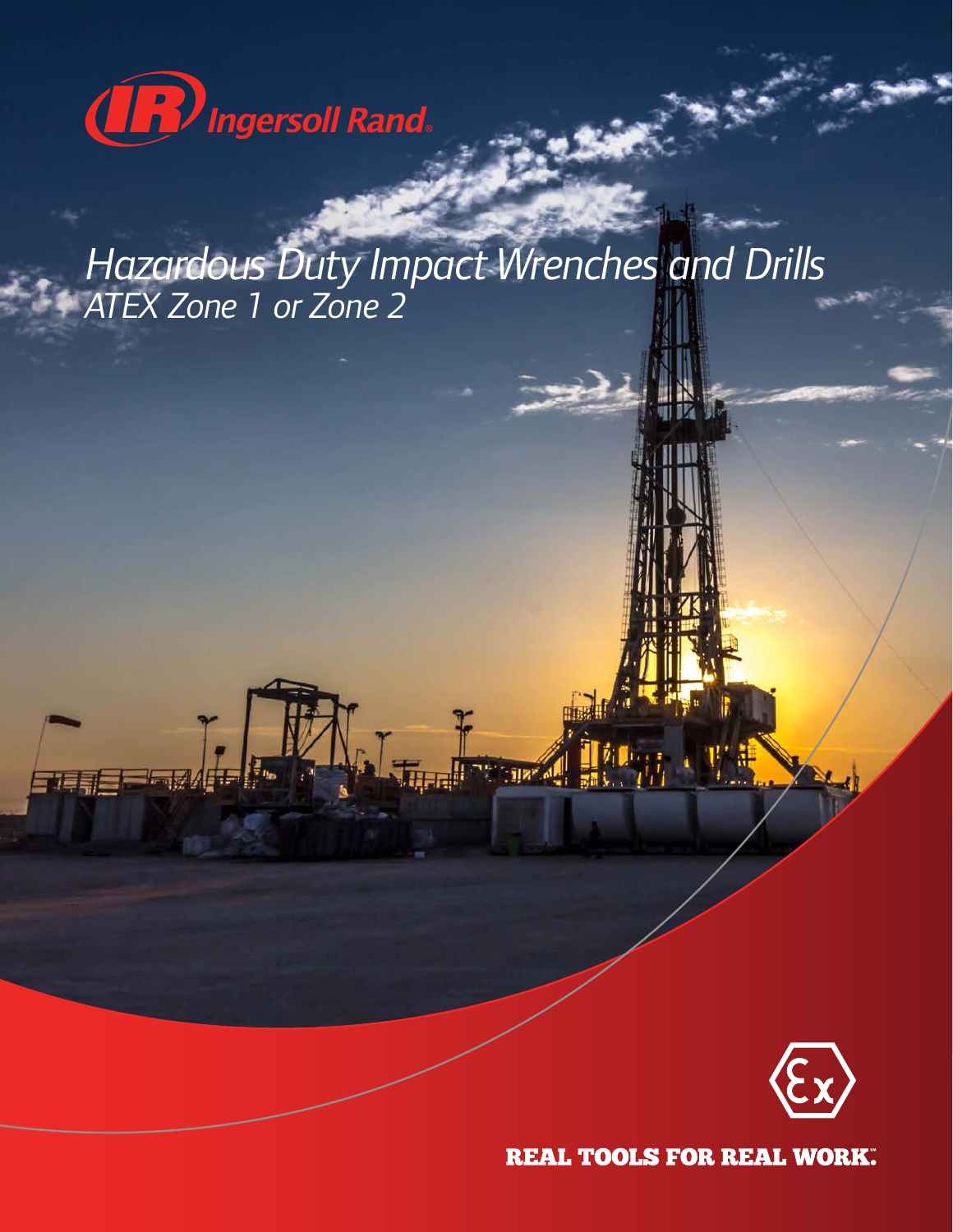Ingersoll Rand

# Hazardous Duty Impact Wrenches and Drills

*ATEX Zone 1 or Zone 2*

REAL TOOLS FOR REAL WORK.™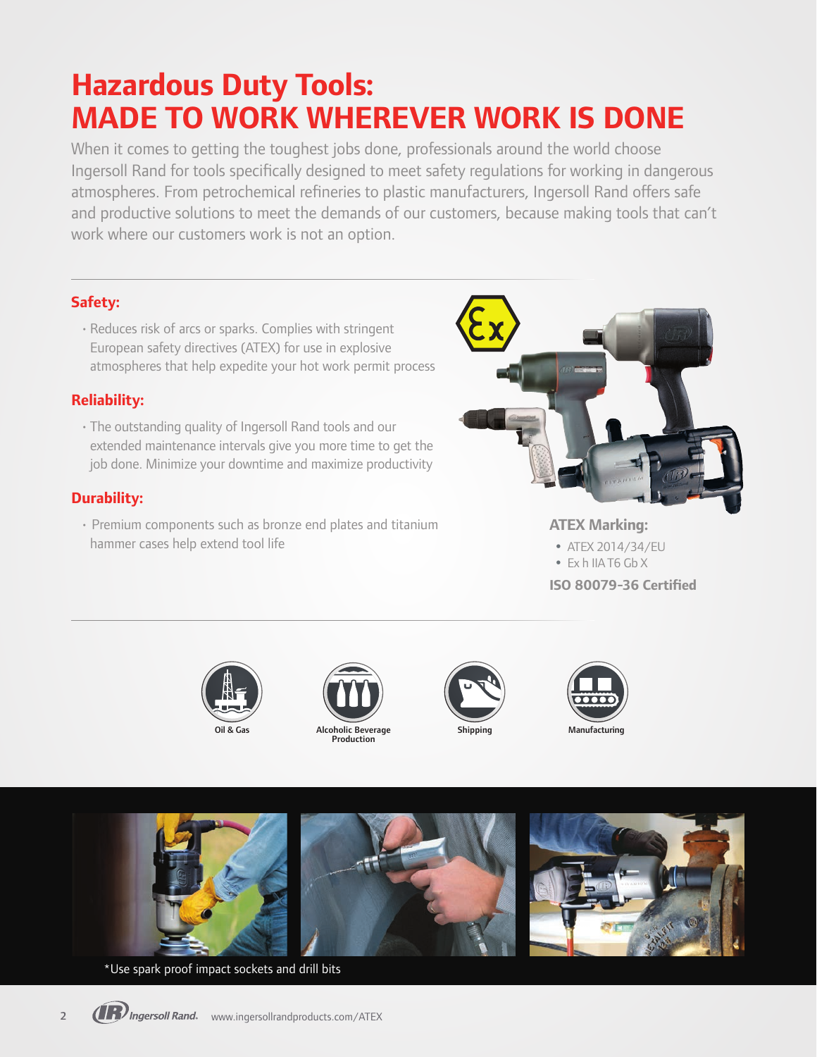# Hazardous Duty Tools: MADE TO WORK WHEREVER WORK IS DONE

When it comes to getting the toughest jobs done, professionals around the world choose Ingersoll Rand for tools specifically designed to meet safety regulations for working in dangerous atmospheres. From petrochemical refineries to plastic manufacturers, Ingersoll Rand offers safe and productive solutions to meet the demands of our customers, because making tools that can't work where our customers work is not an option.

## Safety:

- Reduces risk of arcs or sparks. Complies with stringent European safety directives (ATEX) for use in explosive atmospheres that help expedite your hot work permit process

## Reliability:

- The outstanding quality of Ingersoll Rand tools and our extended maintenance intervals give you more time to get the job done. Minimize your downtime and maximize productivity

## Durability:

- Premium components such as bronze end plates and titanium hammer cases help extend tool life

**ATEX Marking:**

- ATEX 2014/34/EU
- Ex h IIA T6 Gb X

**ISO 80079-36 Certified**

Oil & Gas

Alcoholic Beverage Production

Shipping

Manufacturing

*Use spark proof impact sockets and drill bits

www.ingersollrandproducts.com/ATEX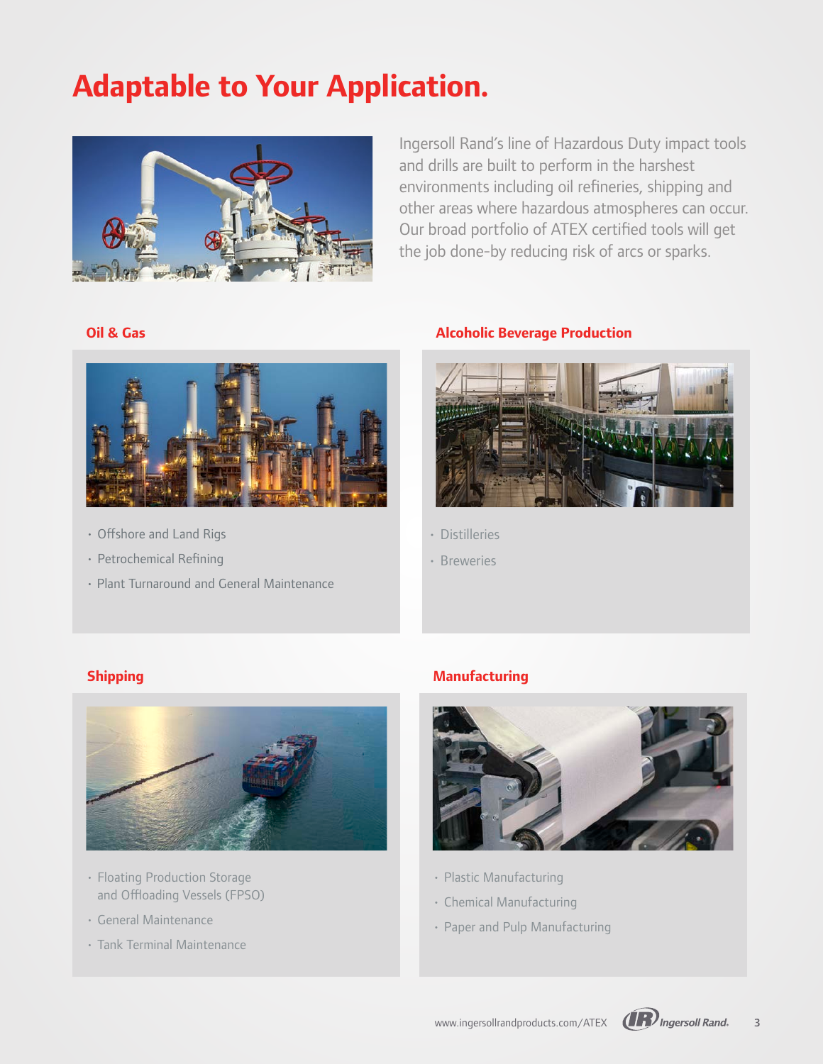# Adaptable to Your Application.

Ingersoll Rand's line of Hazardous Duty impact tools and drills are built to perform in the harshest environments including oil refineries, shipping and other areas where hazardous atmospheres can occur. Our broad portfolio of ATEX certified tools will get the job done-by reducing risk of arcs or sparks.

### Oil & Gas

- Offshore and Land Rigs
- Petrochemical Refining
- Plant Turnaround and General Maintenance

### Alcoholic Beverage Production

- Distilleries
- Breweries

### Shipping

- Floating Production Storage and Offloading Vessels (FPSO)
- General Maintenance
- Tank Terminal Maintenance

### Manufacturing

- Plastic Manufacturing
- Chemical Manufacturing
- Paper and Pulp Manufacturing

www.ingersollrandproducts.com/ATEX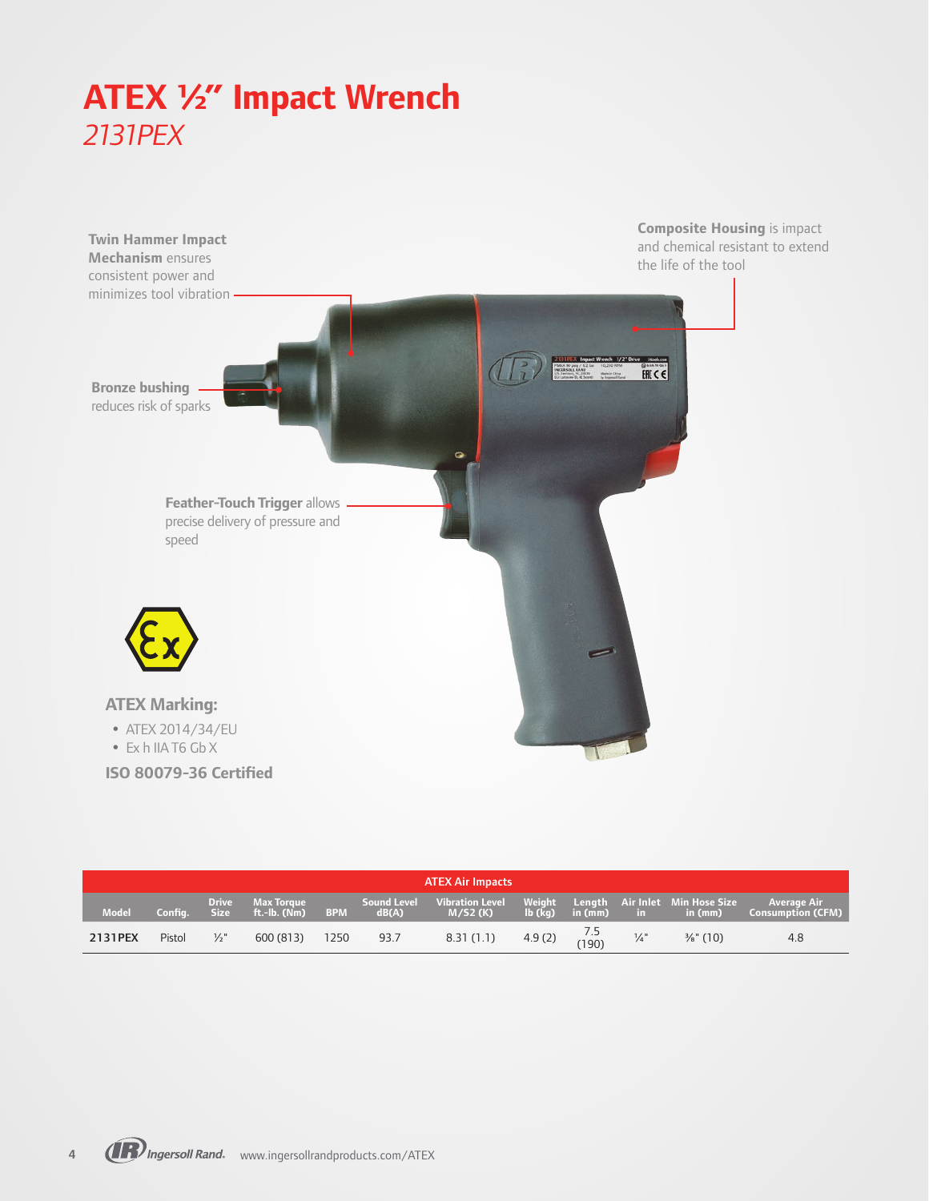# ATEX ½" Impact Wrench

*2131PEX*

**Twin Hammer Impact Mechanism** ensures consistent power and minimizes tool vibration

**Composite Housing** is impact and chemical resistant to extend the life of the tool

**Bronze bushing** reduces risk of sparks

**Feather-Touch Trigger** allows precise delivery of pressure and speed

## ATEX Marking:

- ATEX 2014/34/EU
- Ex h IIA T6 Gb X

**ISO 80079-36 Certified**

| ATEX Air Impacts | | | | | | | | | | | |
|---|---|---|---|---|---|---|---|---|---|---|---|
| Model | Config. | Drive Size | Max Torque ft.-lb. (Nm) | BPM | Sound Level dB(A) | Vibration Level M/S2 (K) | Weight lb (kg) | Length in (mm) | Air Inlet in | Min Hose Size in (mm) | Average Air Consumption (CFM) |
| 2131PEX | Pistol | ½" | 600 (813) | 1250 | 93.7 | 8.31 (1.1) | 4.9 (2) | 7.5 (190) | ¼" | ⅜" (10) | 4.8 |

www.ingersollrandproducts.com/ATEX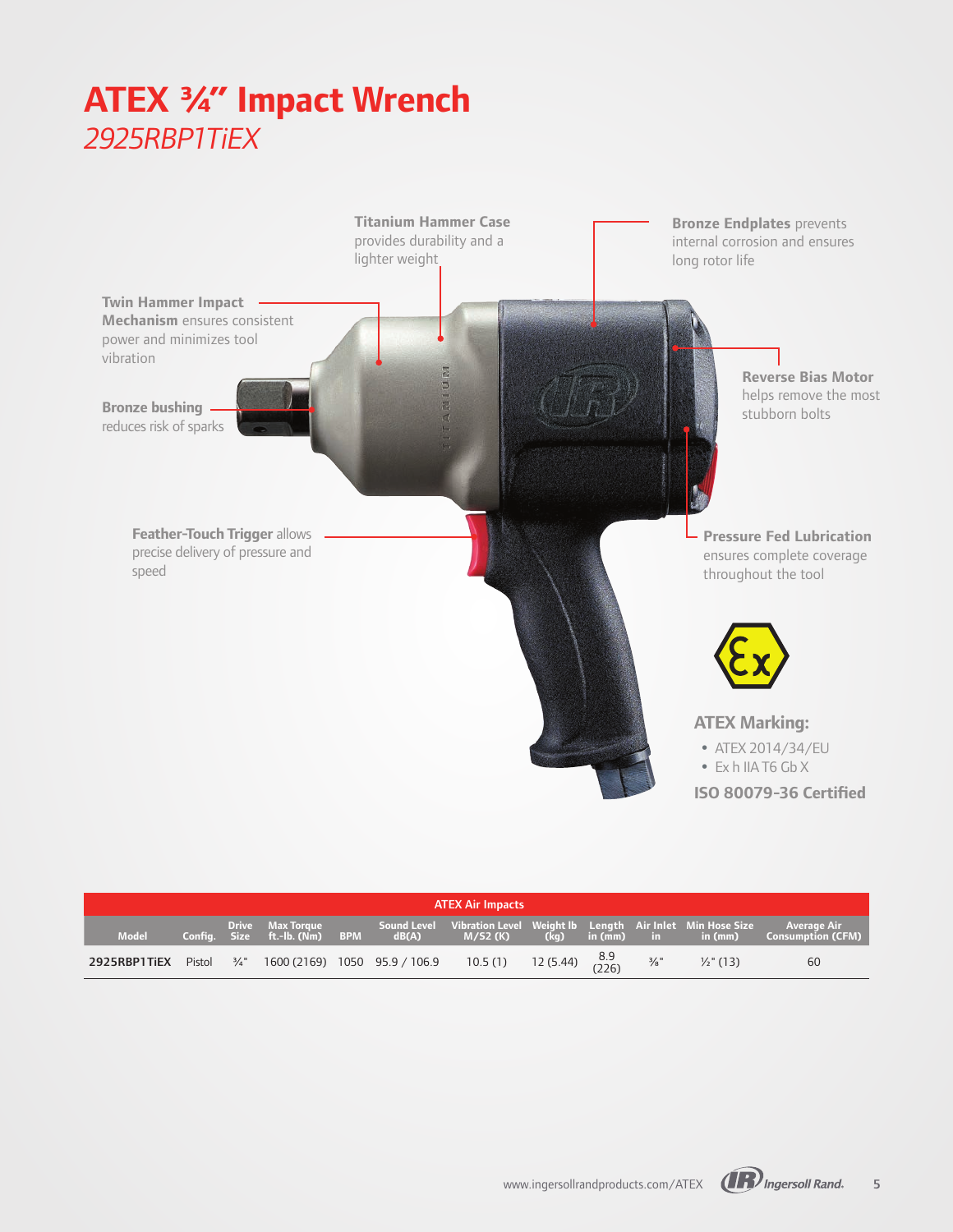# ATEX ¾" Impact Wrench

*2925RBP1TiEX*

**Titanium Hammer Case** provides durability and a lighter weight

**Bronze Endplates** prevents internal corrosion and ensures long rotor life

**Twin Hammer Impact Mechanism** ensures consistent power and minimizes tool vibration

**Reverse Bias Motor** helps remove the most stubborn bolts

**Bronze bushing** reduces risk of sparks

**Feather-Touch Trigger** allows precise delivery of pressure and speed

**Pressure Fed Lubrication** ensures complete coverage throughout the tool

### ATEX Marking:

- ATEX 2014/34/EU
- Ex h IIA T6 Gb X

**ISO 80079-36 Certified**

| ATEX Air Impacts | | | | | | | | | | | |
|---|---|---|---|---|---|---|---|---|---|---|---|
| Model | Config. | Drive Size | Max Torque ft.-lb. (Nm) | BPM | Sound Level dB(A) | Vibration Level M/S2 (K) | Weight lb (kg) | Length in (mm) | Air Inlet in | Min Hose Size in (mm) | Average Air Consumption (CFM) |
| 2925RBP1TiEX | Pistol | ¾" | 1600 (2169) | 1050 | 95.9 / 106.9 | 10.5 (1) | 12 (5.44) | 8.9 (226) | ⅜" | ½" (13) | 60 |

www.ingersollrandproducts.com/ATEX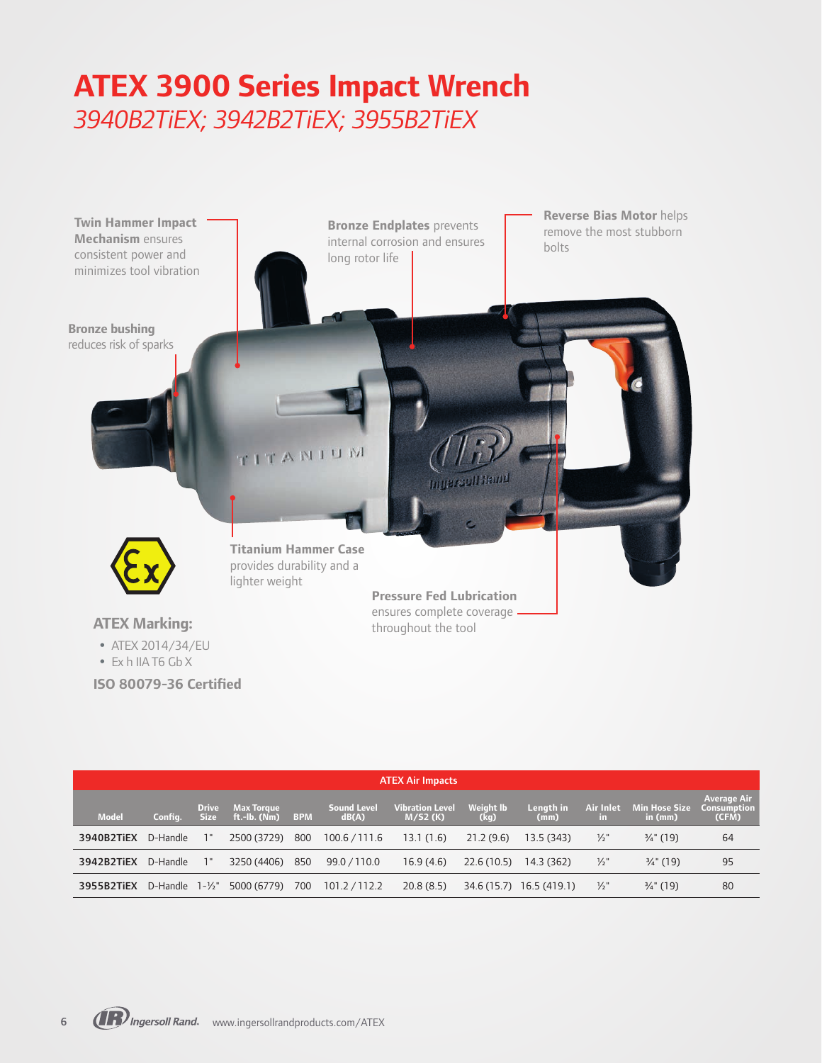# ATEX 3900 Series Impact Wrench

*3940B2TiEX; 3942B2TiEX; 3955B2TiEX*

**Twin Hammer Impact Mechanism** ensures consistent power and minimizes tool vibration

**Bronze Endplates** prevents internal corrosion and ensures long rotor life

**Reverse Bias Motor** helps remove the most stubborn bolts

**Bronze bushing** reduces risk of sparks

**Titanium Hammer Case** provides durability and a lighter weight

**Pressure Fed Lubrication** ensures complete coverage throughout the tool

### ATEX Marking:

- ATEX 2014/34/EU
- Ex h IIA T6 Gb X

**ISO 80079-36 Certified**

| ATEX Air Impacts | | | | | | | | | | | |
|---|---|---|---|---|---|---|---|---|---|---|---|
| Model | Config. | Drive Size | Max Torque ft.-lb. (Nm) | BPM | Sound Level dB(A) | Vibration Level M/S2 (K) | Weight lb (kg) | Length in (mm) | Air Inlet in | Min Hose Size in (mm) | Average Air Consumption (CFM) |
| **3940B2TiEX** | D-Handle | 1" | 2500 (3729) | 800 | 100.6 / 111.6 | 13.1 (1.6) | 21.2 (9.6) | 13.5 (343) | ½" | ¾" (19) | 64 |
| **3942B2TiEX** | D-Handle | 1" | 3250 (4406) | 850 | 99.0 / 110.0 | 16.9 (4.6) | 22.6 (10.5) | 14.3 (362) | ½" | ¾" (19) | 95 |
| **3955B2TiEX** | D-Handle | 1-½" | 5000 (6779) | 700 | 101.2 / 112.2 | 20.8 (8.5) | 34.6 (15.7) | 16.5 (419.1) | ½" | ¾" (19) | 80 |

www.ingersollrandproducts.com/ATEX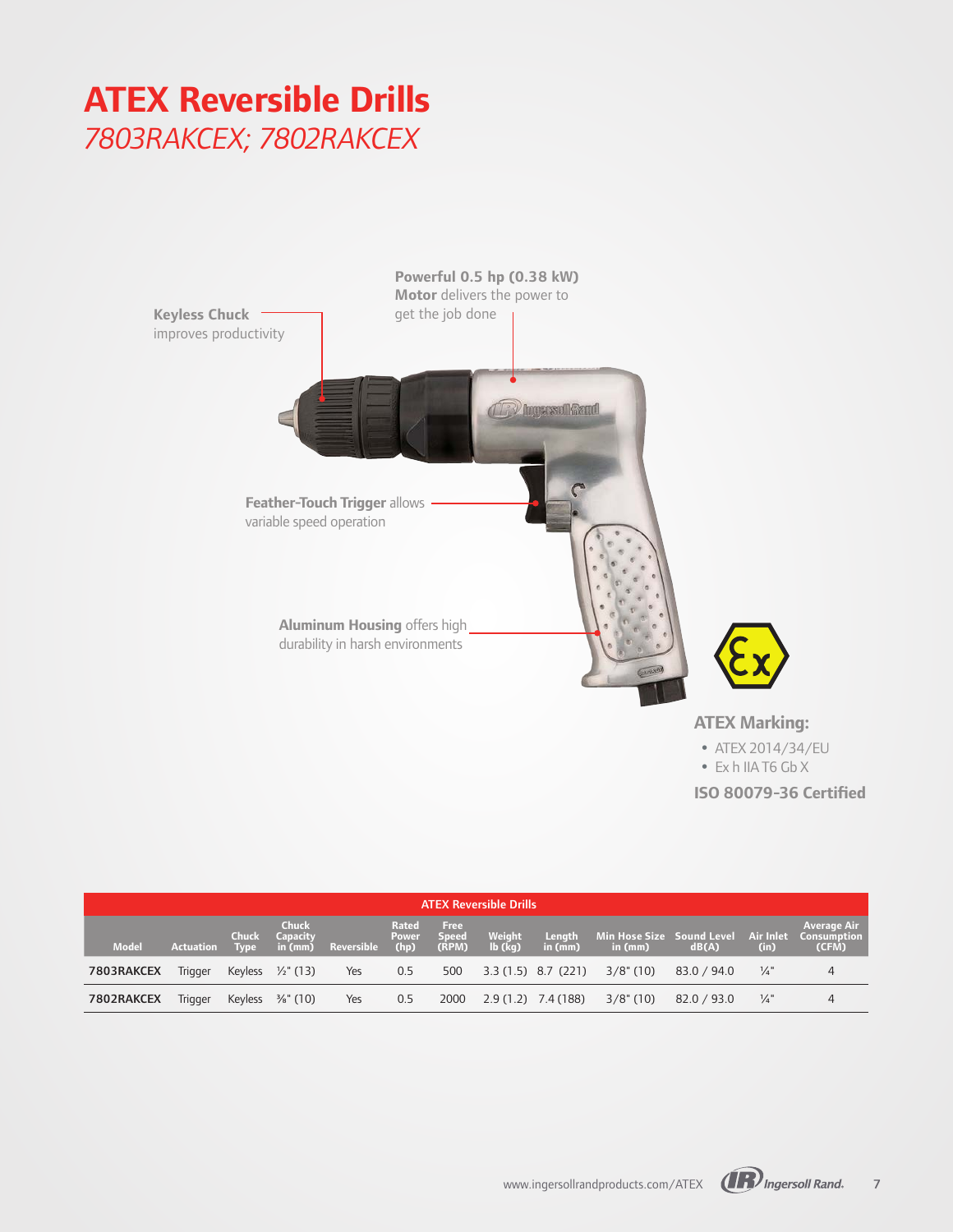# ATEX Reversible Drills

*7803RAKCEX; 7802RAKCEX*

**Keyless Chuck** improves productivity

**Powerful 0.5 hp (0.38 kW) Motor** delivers the power to get the job done

**Feather-Touch Trigger** allows variable speed operation

**Aluminum Housing** offers high durability in harsh environments

**ATEX Marking:**

- ATEX 2014/34/EU
- Ex h IIA T6 Gb X

**ISO 80079-36 Certified**

| ATEX Reversible Drills | | | | | | | | | | | | |
|---|---|---|---|---|---|---|---|---|---|---|---|---|
| Model | Actuation | Chuck Type | Chuck Capacity in (mm) | Reversible | Rated Power (hp) | Free Speed (RPM) | Weight lb (kg) | Length in (mm) | Min Hose Size in (mm) | Sound Level dB(A) | Air Inlet (in) | Average Air Consumption (CFM) |
| **7803RAKCEX** | Trigger | Keyless | ½" (13) | Yes | 0.5 | 500 | 3.3 (1.5) | 8.7 (221) | 3/8" (10) | 83.0 / 94.0 | ¼" | 4 |
| **7802RAKCEX** | Trigger | Keyless | ⅜" (10) | Yes | 0.5 | 2000 | 2.9 (1.2) | 7.4 (188) | 3/8" (10) | 82.0 / 93.0 | ¼" | 4 |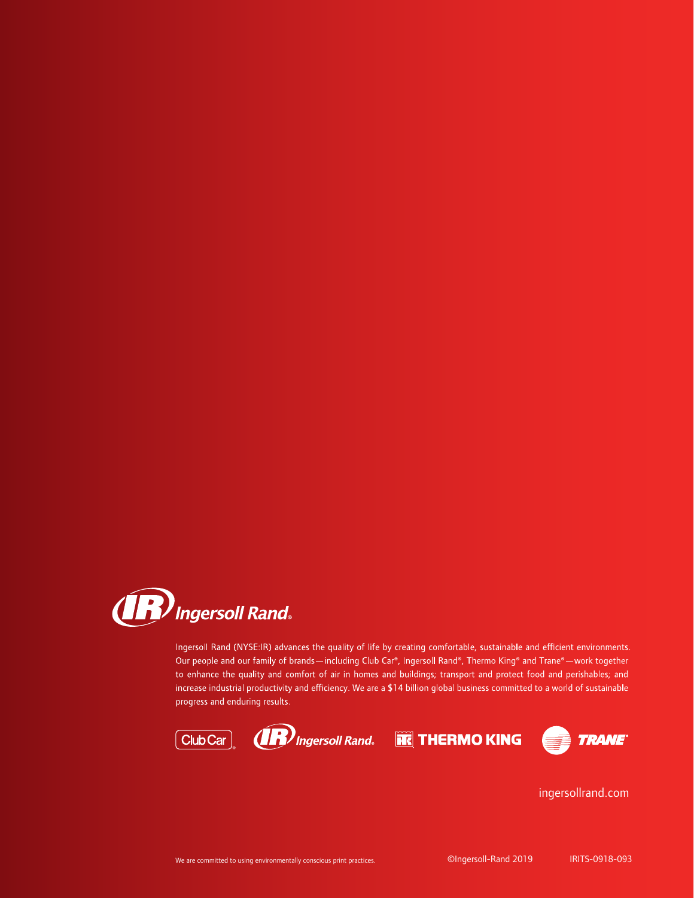Ingersoll Rand

Ingersoll Rand (NYSE:IR) advances the quality of life by creating comfortable, sustainable and efficient environments. Our people and our family of brands—including Club Car®, Ingersoll Rand®, Thermo King® and Trane®—work together to enhance the quality and comfort of air in homes and buildings; transport and protect food and perishables; and increase industrial productivity and efficiency. We are a $14 billion global business committed to a world of sustainable progress and enduring results.

Club Car Ingersoll Rand THERMO KING TRANE

ingersollrand.com

We are committed to using environmentally conscious print practices.

©Ingersoll-Rand 2019

IRITS-0918-093